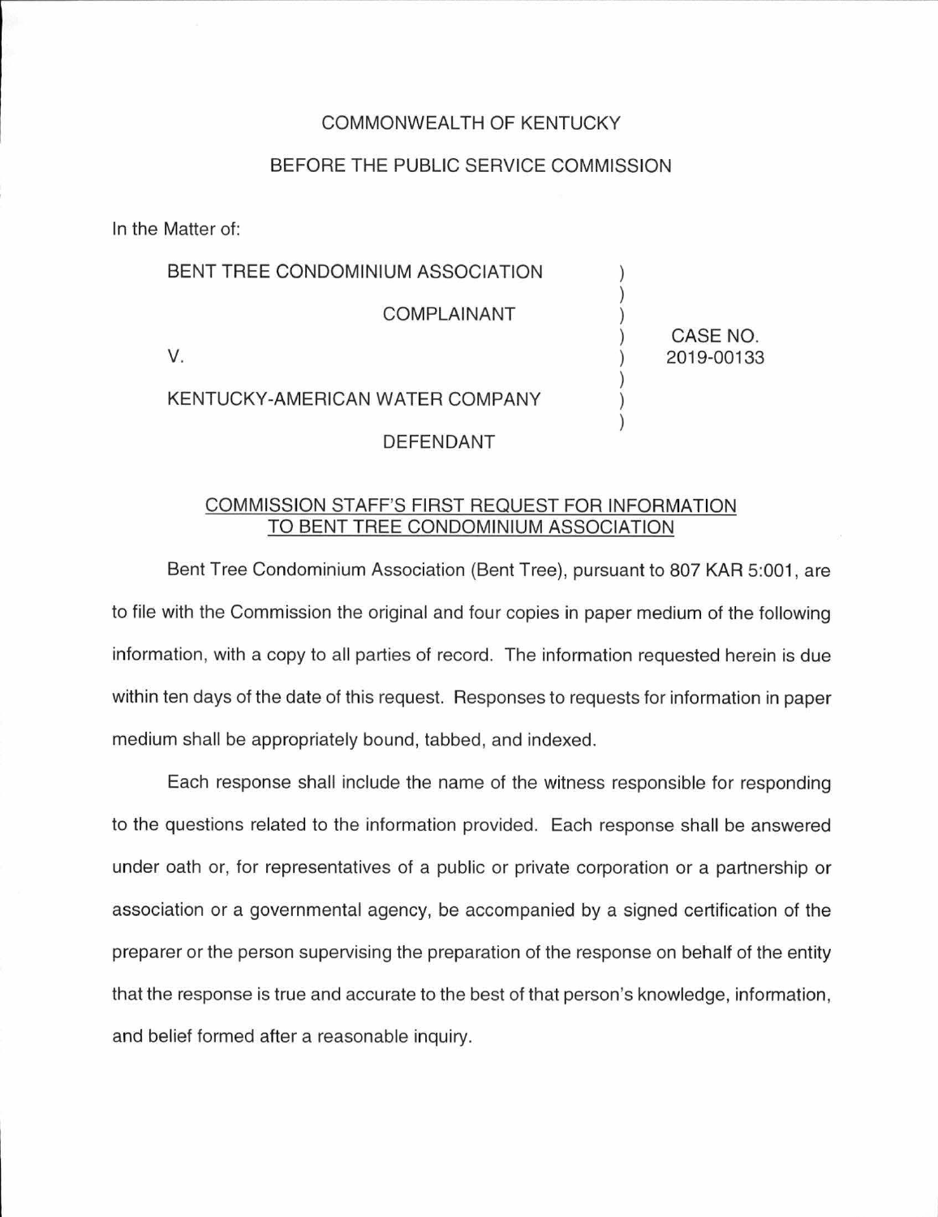COMMONWEALTH OF KENTUCKY

BEFORE THE PUBLIC SERVICE COMMISSION

In the Matter of:

| | | |
|---|---|---|
| BENT TREE CONDOMINIUM ASSOCIATION | ) | |
| COMPLAINANT | ) | |
| V. | ) | CASE NO. 2019-00133 |
| KENTUCKY-AMERICAN WATER COMPANY | ) | |
| DEFENDANT | ) | |

## COMMISSION STAFF'S FIRST REQUEST FOR INFORMATION TO BENT TREE CONDOMINIUM ASSOCIATION

Bent Tree Condominium Association (Bent Tree), pursuant to 807 KAR 5:001, are to file with the Commission the original and four copies in paper medium of the following information, with a copy to all parties of record. The information requested herein is due within ten days of the date of this request. Responses to requests for information in paper medium shall be appropriately bound, tabbed, and indexed.

Each response shall include the name of the witness responsible for responding to the questions related to the information provided. Each response shall be answered under oath or, for representatives of a public or private corporation or a partnership or association or a governmental agency, be accompanied by a signed certification of the preparer or the person supervising the preparation of the response on behalf of the entity that the response is true and accurate to the best of that person's knowledge, information, and belief formed after a reasonable inquiry.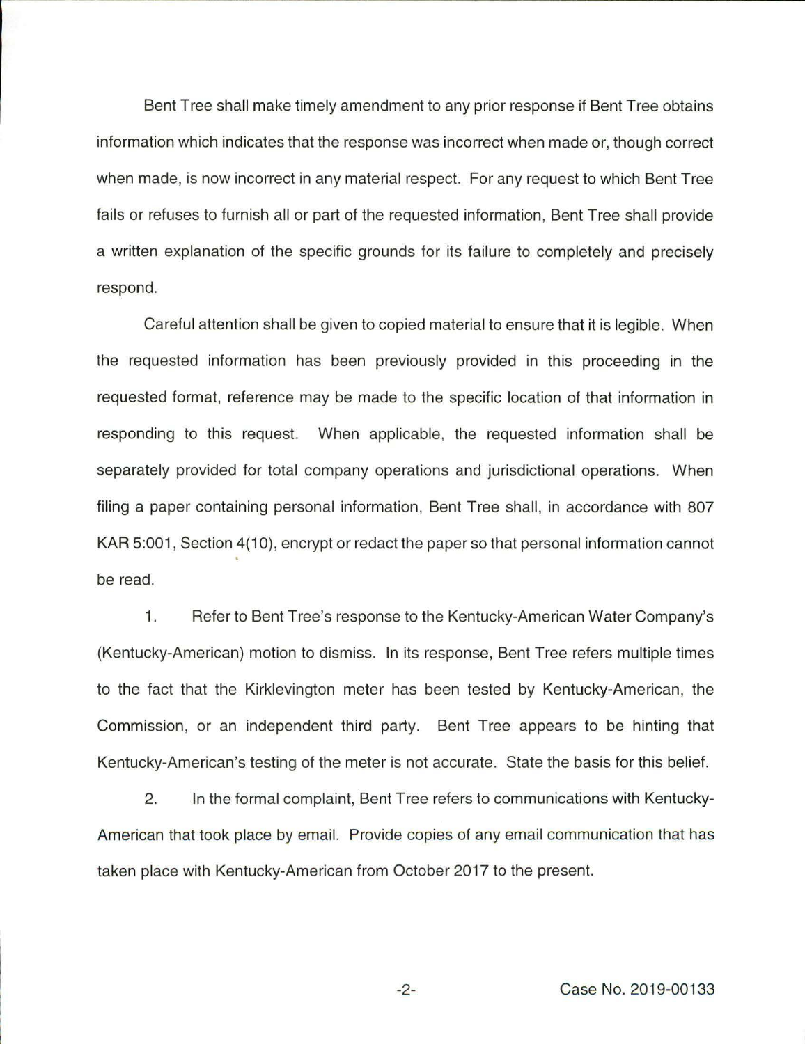Bent Tree shall make timely amendment to any prior response if Bent Tree obtains information which indicates that the response was incorrect when made or, though correct when made, is now incorrect in any material respect. For any request to which Bent Tree fails or refuses to furnish all or part of the requested information, Bent Tree shall provide a written explanation of the specific grounds for its failure to completely and precisely respond.

Careful attention shall be given to copied material to ensure that it is legible. When the requested information has been previously provided in this proceeding in the requested format, reference may be made to the specific location of that information in responding to this request. When applicable, the requested information shall be separately provided for total company operations and jurisdictional operations. When filing a paper containing personal information, Bent Tree shall, in accordance with 807 KAR 5:001, Section 4(10), encrypt or redact the paper so that personal information cannot be read.

1. Refer to Bent Tree's response to the Kentucky-American Water Company's (Kentucky-American) motion to dismiss. In its response, Bent Tree refers multiple times to the fact that the Kirklevington meter has been tested by Kentucky-American, the Commission, or an independent third party. Bent Tree appears to be hinting that Kentucky-American's testing of the meter is not accurate. State the basis for this belief.

2. In the formal complaint, Bent Tree refers to communications with Kentucky-American that took place by email. Provide copies of any email communication that has taken place with Kentucky-American from October 2017 to the present.

Case No. 2019-00133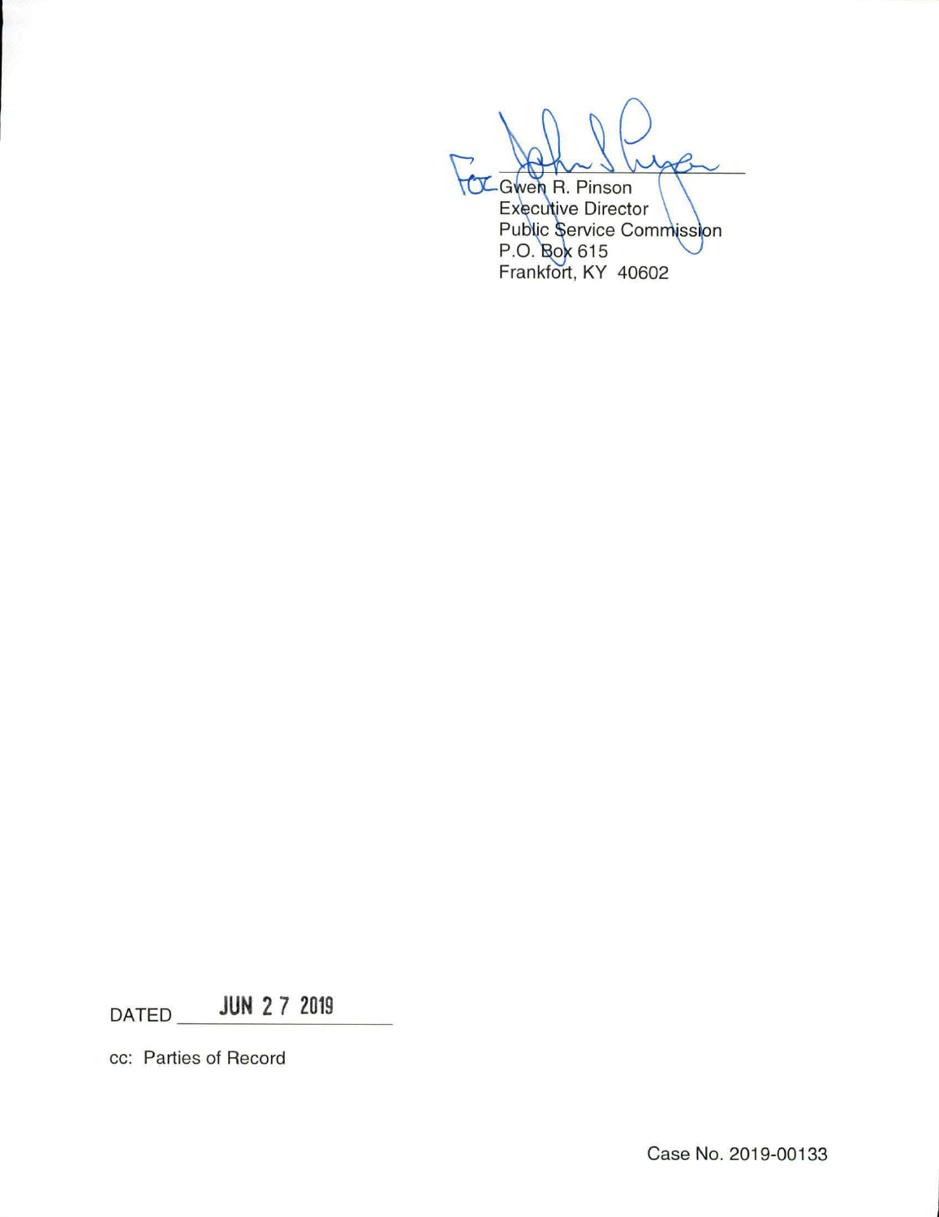For Gwen R. Pinson
Executive Director
Public Service Commission
P.O. Box 615
Frankfort, KY 40602

DATED JUN 27 2019

cc: Parties of Record

Case No. 2019-00133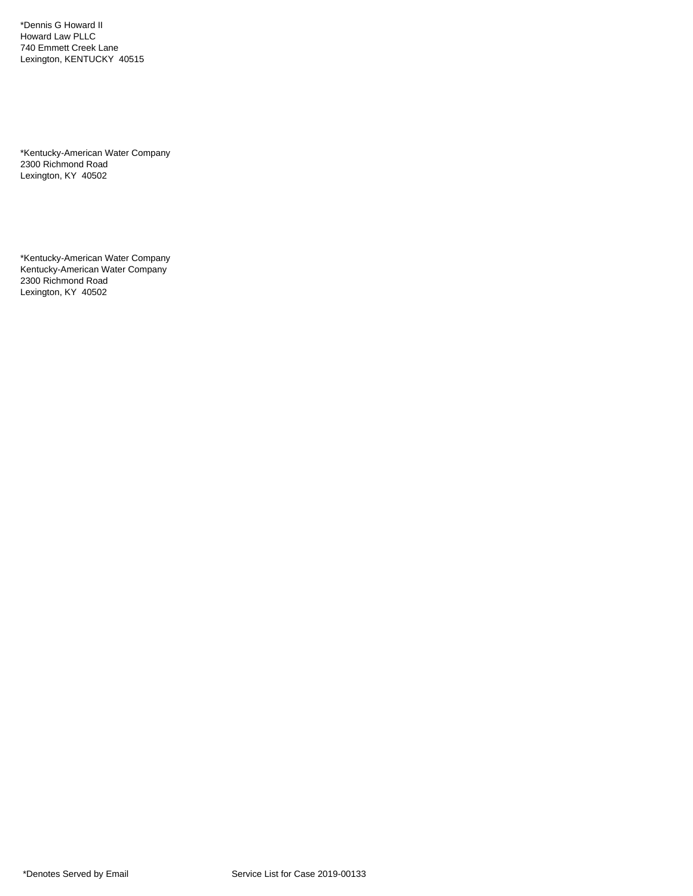*Dennis G Howard II
Howard Law PLLC
740 Emmett Creek Lane
Lexington, KENTUCKY  40515

*Kentucky-American Water Company
2300 Richmond Road
Lexington, KY  40502

*Kentucky-American Water Company
Kentucky-American Water Company
2300 Richmond Road
Lexington, KY  40502

*Denotes Served by Email

Service List for Case 2019-00133